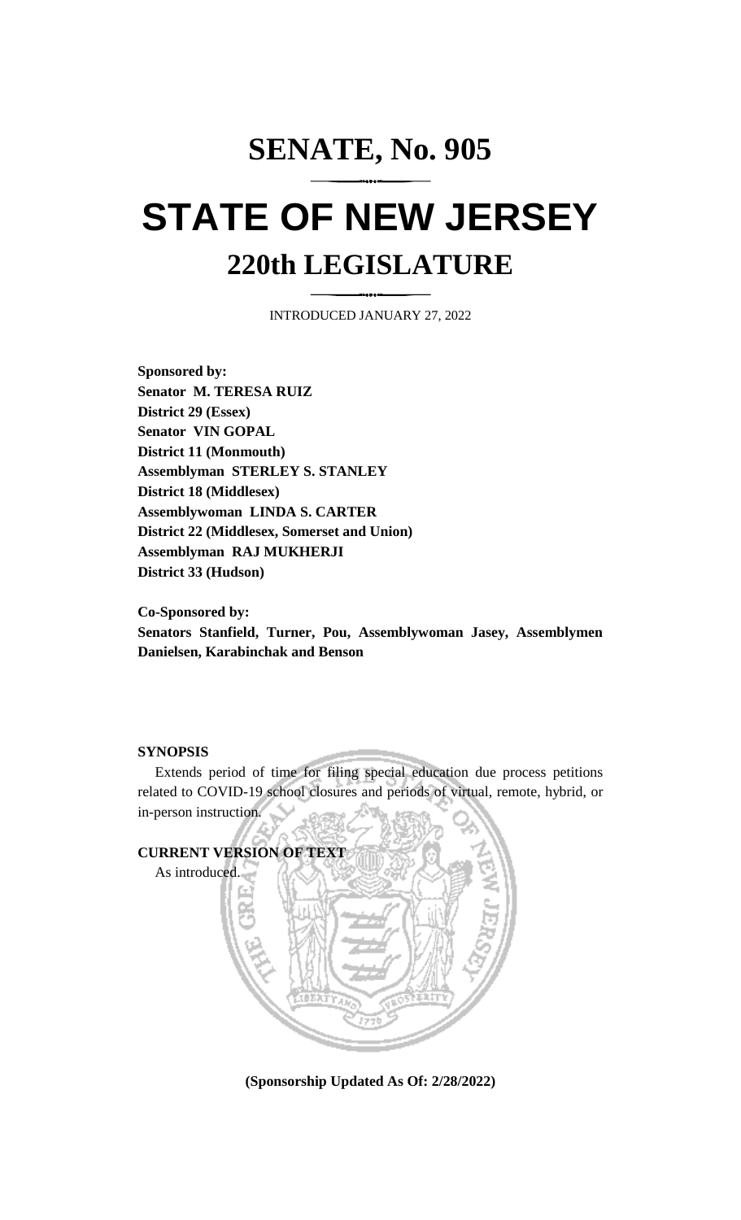# SENATE, No. 905

# STATE OF NEW JERSEY

## 220th LEGISLATURE

INTRODUCED JANUARY 27, 2022

**Sponsored by:**
**Senator M. TERESA RUIZ**
**District 29 (Essex)**
**Senator VIN GOPAL**
**District 11 (Monmouth)**
**Assemblyman STERLEY S. STANLEY**
**District 18 (Middlesex)**
**Assemblywoman LINDA S. CARTER**
**District 22 (Middlesex, Somerset and Union)**
**Assemblyman RAJ MUKHERJI**
**District 33 (Hudson)**

**Co-Sponsored by:**
**Senators Stanfield, Turner, Pou, Assemblywoman Jasey, Assemblymen Danielsen, Karabinchak and Benson**

**SYNOPSIS**

Extends period of time for filing special education due process petitions related to COVID-19 school closures and periods of virtual, remote, hybrid, or in-person instruction.

**CURRENT VERSION OF TEXT**

As introduced.

**(Sponsorship Updated As Of: 2/28/2022)**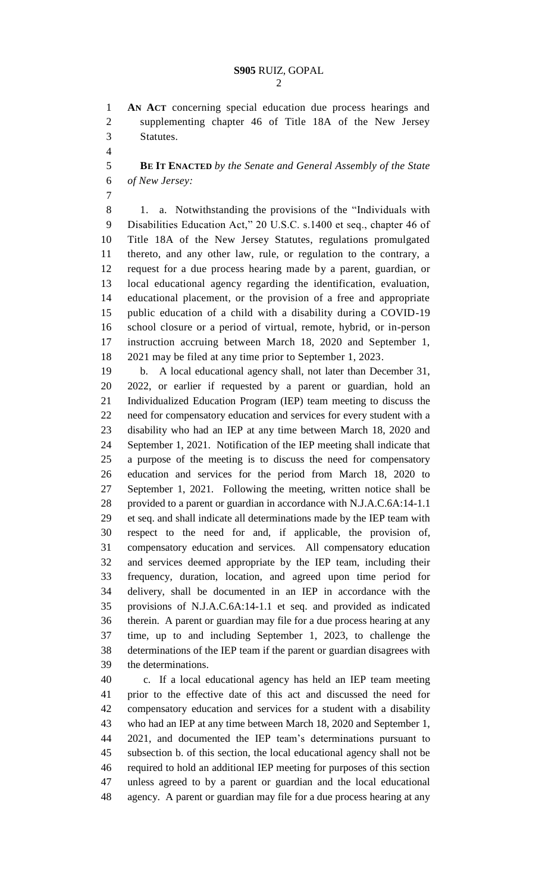**AN ACT** concerning special education due process hearings and supplementing chapter 46 of Title 18A of the New Jersey Statutes.

**BE IT ENACTED** *by the Senate and General Assembly of the State of New Jersey:*

1. a. Notwithstanding the provisions of the "Individuals with Disabilities Education Act," 20 U.S.C. s.1400 et seq., chapter 46 of Title 18A of the New Jersey Statutes, regulations promulgated thereto, and any other law, rule, or regulation to the contrary, a request for a due process hearing made by a parent, guardian, or local educational agency regarding the identification, evaluation, educational placement, or the provision of a free and appropriate public education of a child with a disability during a COVID-19 school closure or a period of virtual, remote, hybrid, or in-person instruction accruing between March 18, 2020 and September 1, 2021 may be filed at any time prior to September 1, 2023.

b. A local educational agency shall, not later than December 31, 2022, or earlier if requested by a parent or guardian, hold an Individualized Education Program (IEP) team meeting to discuss the need for compensatory education and services for every student with a disability who had an IEP at any time between March 18, 2020 and September 1, 2021. Notification of the IEP meeting shall indicate that a purpose of the meeting is to discuss the need for compensatory education and services for the period from March 18, 2020 to September 1, 2021. Following the meeting, written notice shall be provided to a parent or guardian in accordance with N.J.A.C.6A:14-1.1 et seq. and shall indicate all determinations made by the IEP team with respect to the need for and, if applicable, the provision of, compensatory education and services. All compensatory education and services deemed appropriate by the IEP team, including their frequency, duration, location, and agreed upon time period for delivery, shall be documented in an IEP in accordance with the provisions of N.J.A.C.6A:14-1.1 et seq. and provided as indicated therein. A parent or guardian may file for a due process hearing at any time, up to and including September 1, 2023, to challenge the determinations of the IEP team if the parent or guardian disagrees with the determinations.

c. If a local educational agency has held an IEP team meeting prior to the effective date of this act and discussed the need for compensatory education and services for a student with a disability who had an IEP at any time between March 18, 2020 and September 1, 2021, and documented the IEP team's determinations pursuant to subsection b. of this section, the local educational agency shall not be required to hold an additional IEP meeting for purposes of this section unless agreed to by a parent or guardian and the local educational agency. A parent or guardian may file for a due process hearing at any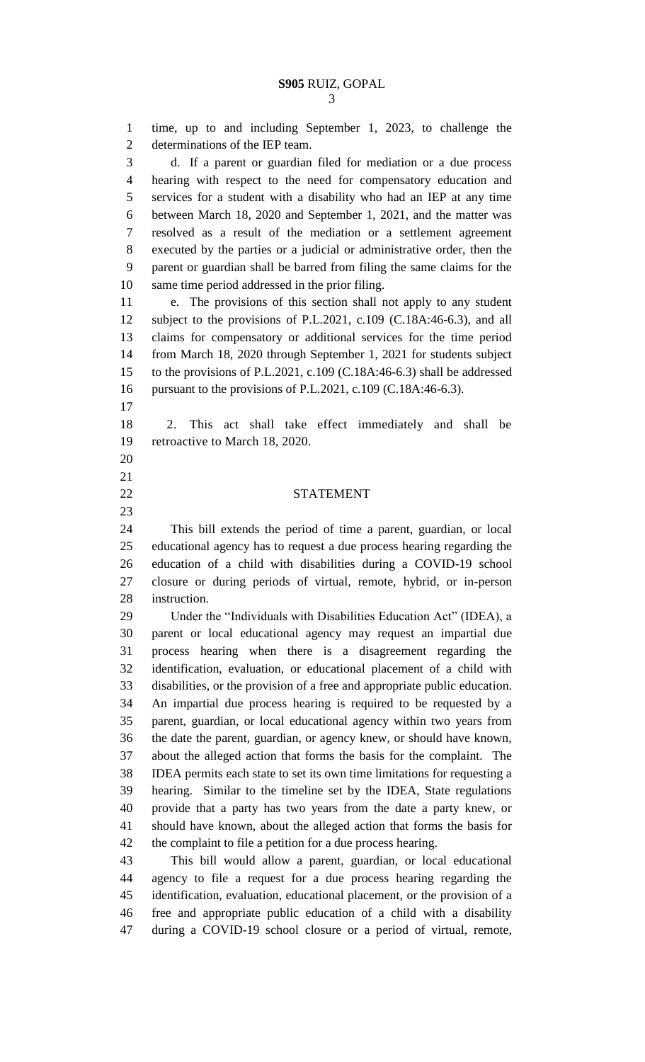time, up to and including September 1, 2023, to challenge the determinations of the IEP team.

d. If a parent or guardian filed for mediation or a due process hearing with respect to the need for compensatory education and services for a student with a disability who had an IEP at any time between March 18, 2020 and September 1, 2021, and the matter was resolved as a result of the mediation or a settlement agreement executed by the parties or a judicial or administrative order, then the parent or guardian shall be barred from filing the same claims for the same time period addressed in the prior filing.

e. The provisions of this section shall not apply to any student subject to the provisions of P.L.2021, c.109 (C.18A:46-6.3), and all claims for compensatory or additional services for the time period from March 18, 2020 through September 1, 2021 for students subject to the provisions of P.L.2021, c.109 (C.18A:46-6.3) shall be addressed pursuant to the provisions of P.L.2021, c.109 (C.18A:46-6.3).

2. This act shall take effect immediately and shall be retroactive to March 18, 2020.

## STATEMENT

This bill extends the period of time a parent, guardian, or local educational agency has to request a due process hearing regarding the education of a child with disabilities during a COVID-19 school closure or during periods of virtual, remote, hybrid, or in-person instruction.

Under the "Individuals with Disabilities Education Act" (IDEA), a parent or local educational agency may request an impartial due process hearing when there is a disagreement regarding the identification, evaluation, or educational placement of a child with disabilities, or the provision of a free and appropriate public education. An impartial due process hearing is required to be requested by a parent, guardian, or local educational agency within two years from the date the parent, guardian, or agency knew, or should have known, about the alleged action that forms the basis for the complaint. The IDEA permits each state to set its own time limitations for requesting a hearing. Similar to the timeline set by the IDEA, State regulations provide that a party has two years from the date a party knew, or should have known, about the alleged action that forms the basis for the complaint to file a petition for a due process hearing.

This bill would allow a parent, guardian, or local educational agency to file a request for a due process hearing regarding the identification, evaluation, educational placement, or the provision of a free and appropriate public education of a child with a disability during a COVID-19 school closure or a period of virtual, remote,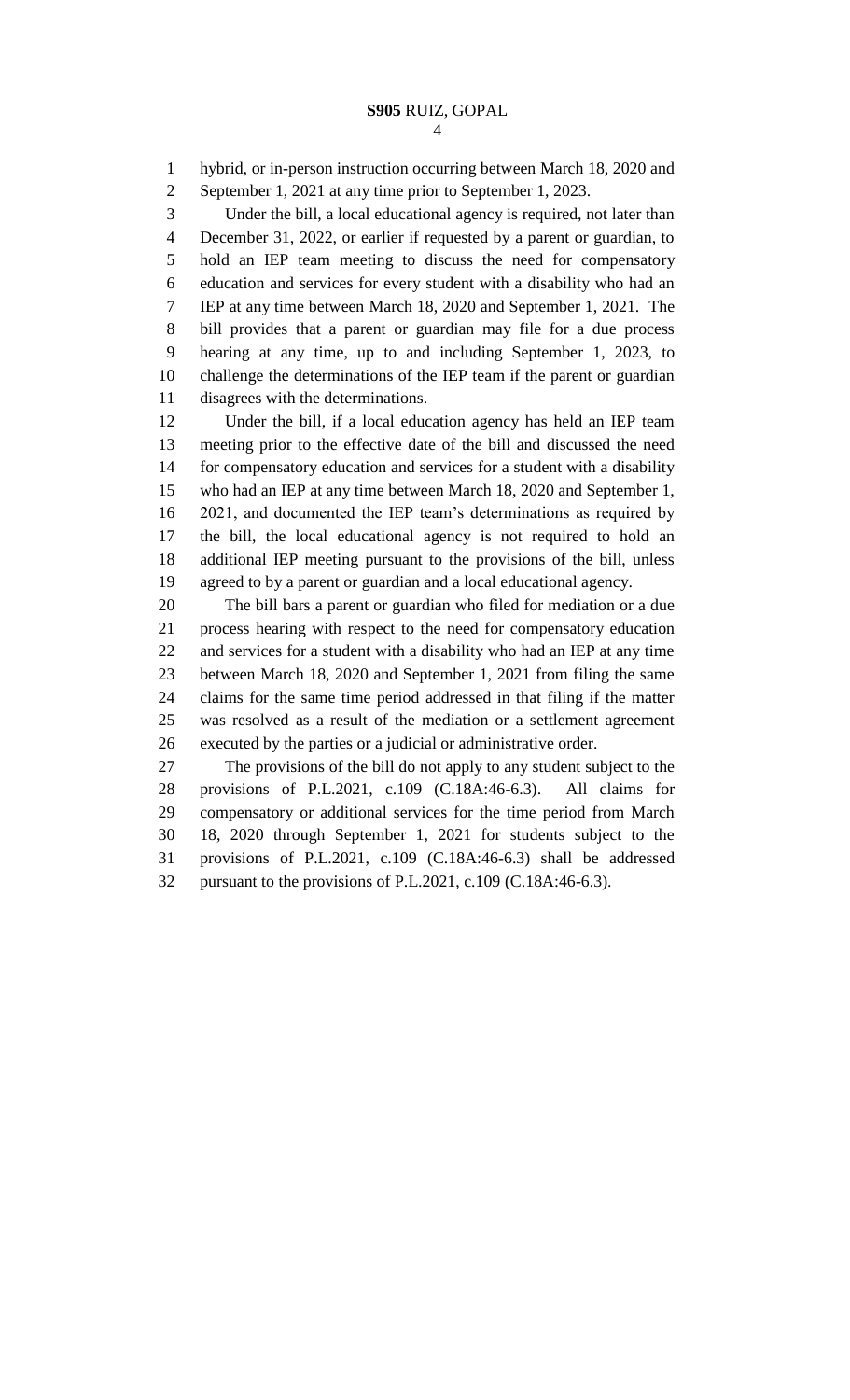hybrid, or in-person instruction occurring between March 18, 2020 and September 1, 2021 at any time prior to September 1, 2023.

Under the bill, a local educational agency is required, not later than December 31, 2022, or earlier if requested by a parent or guardian, to hold an IEP team meeting to discuss the need for compensatory education and services for every student with a disability who had an IEP at any time between March 18, 2020 and September 1, 2021. The bill provides that a parent or guardian may file for a due process hearing at any time, up to and including September 1, 2023, to challenge the determinations of the IEP team if the parent or guardian disagrees with the determinations.

Under the bill, if a local education agency has held an IEP team meeting prior to the effective date of the bill and discussed the need for compensatory education and services for a student with a disability who had an IEP at any time between March 18, 2020 and September 1, 2021, and documented the IEP team's determinations as required by the bill, the local educational agency is not required to hold an additional IEP meeting pursuant to the provisions of the bill, unless agreed to by a parent or guardian and a local educational agency.

The bill bars a parent or guardian who filed for mediation or a due process hearing with respect to the need for compensatory education and services for a student with a disability who had an IEP at any time between March 18, 2020 and September 1, 2021 from filing the same claims for the same time period addressed in that filing if the matter was resolved as a result of the mediation or a settlement agreement executed by the parties or a judicial or administrative order.

The provisions of the bill do not apply to any student subject to the provisions of P.L.2021, c.109 (C.18A:46-6.3). All claims for compensatory or additional services for the time period from March 18, 2020 through September 1, 2021 for students subject to the provisions of P.L.2021, c.109 (C.18A:46-6.3) shall be addressed pursuant to the provisions of P.L.2021, c.109 (C.18A:46-6.3).